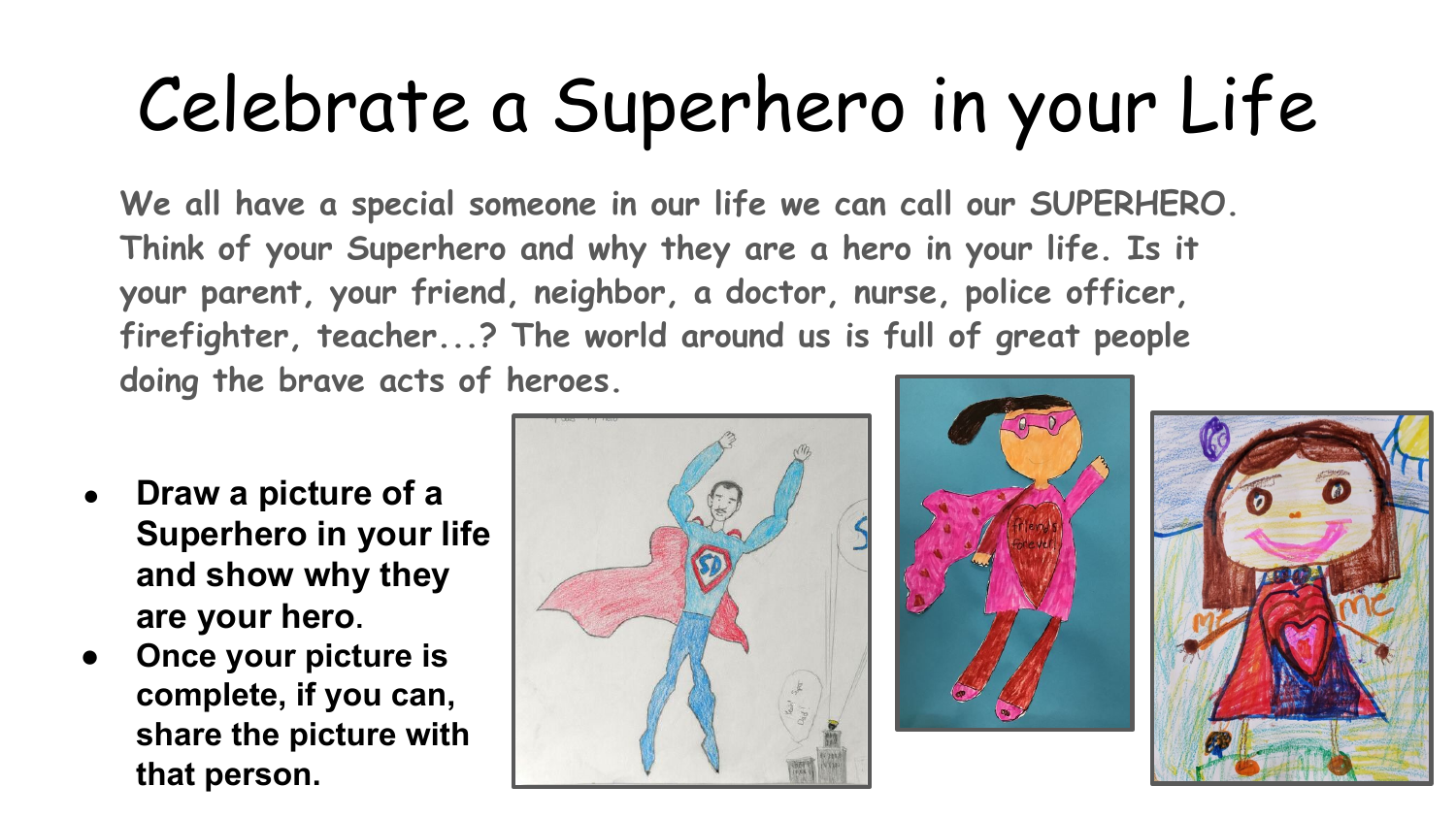# Celebrate a Superhero in your Life

**We all have a special someone in our life we can call our SUPERHERO. Think of your Superhero and why they are a hero in your life. Is it your parent, your friend, neighbor, a doctor, nurse, police officer, firefighter, teacher...? The world around us is full of great people doing the brave acts of heroes.**

- **Draw a picture of a Superhero in your life and show why they are your hero.**
- **Once your picture is complete, if you can, share the picture with that person.**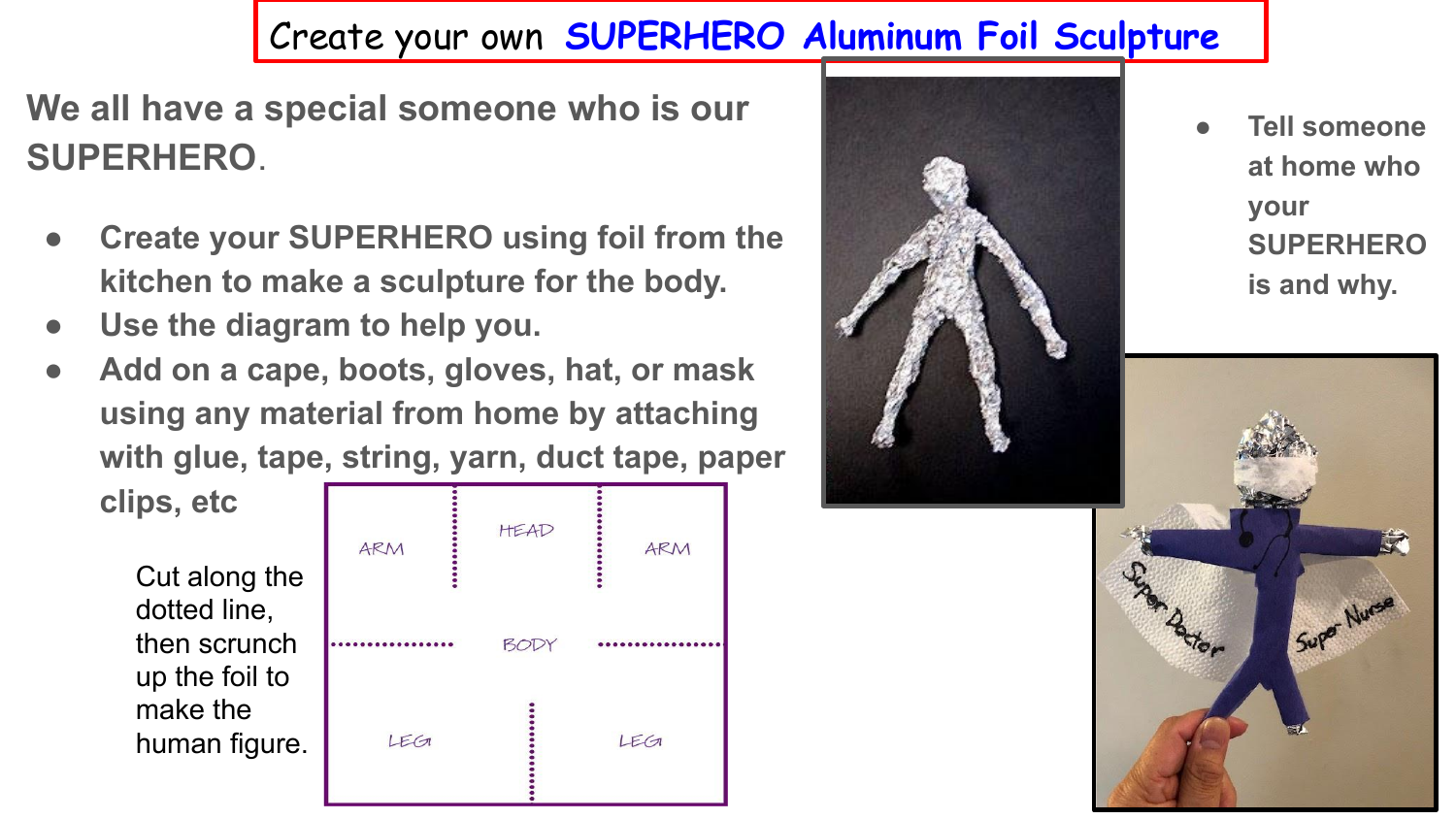# Create your own SUPERHERO Aluminum Foil Sculpture

**We all have a special someone who is our SUPERHERO.**

- **Create your SUPERHERO using foil from the kitchen to make a sculpture for the body.**
- **Use the diagram to help you.**
- **Add on a cape, boots, gloves, hat, or mask using any material from home by attaching with glue, tape, string, yarn, duct tape, paper clips, etc**

Cut along the dotted line, then scrunch up the foil to make the human figure.

| ARM | HEAD | ARM |
|---|---|---|
| | BODY | |
| LEG | | LEG |

- **Tell someone at home who your SUPERHERO is and why.**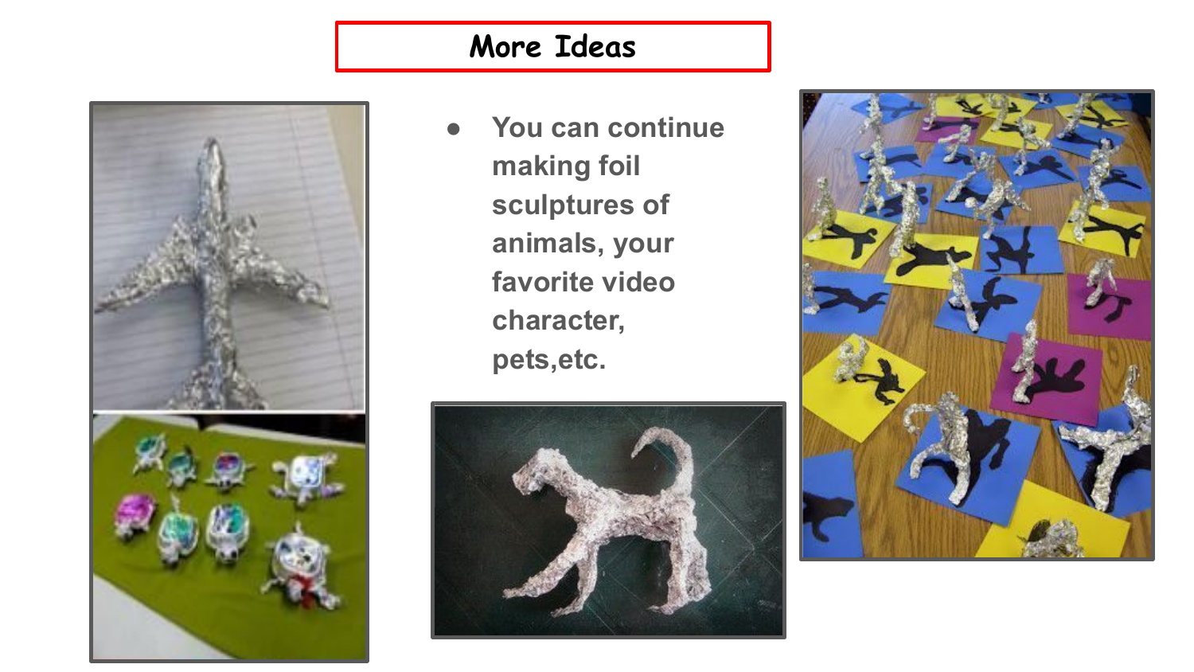# More Ideas

- You can continue making foil sculptures of animals, your favorite video character, pets,etc.